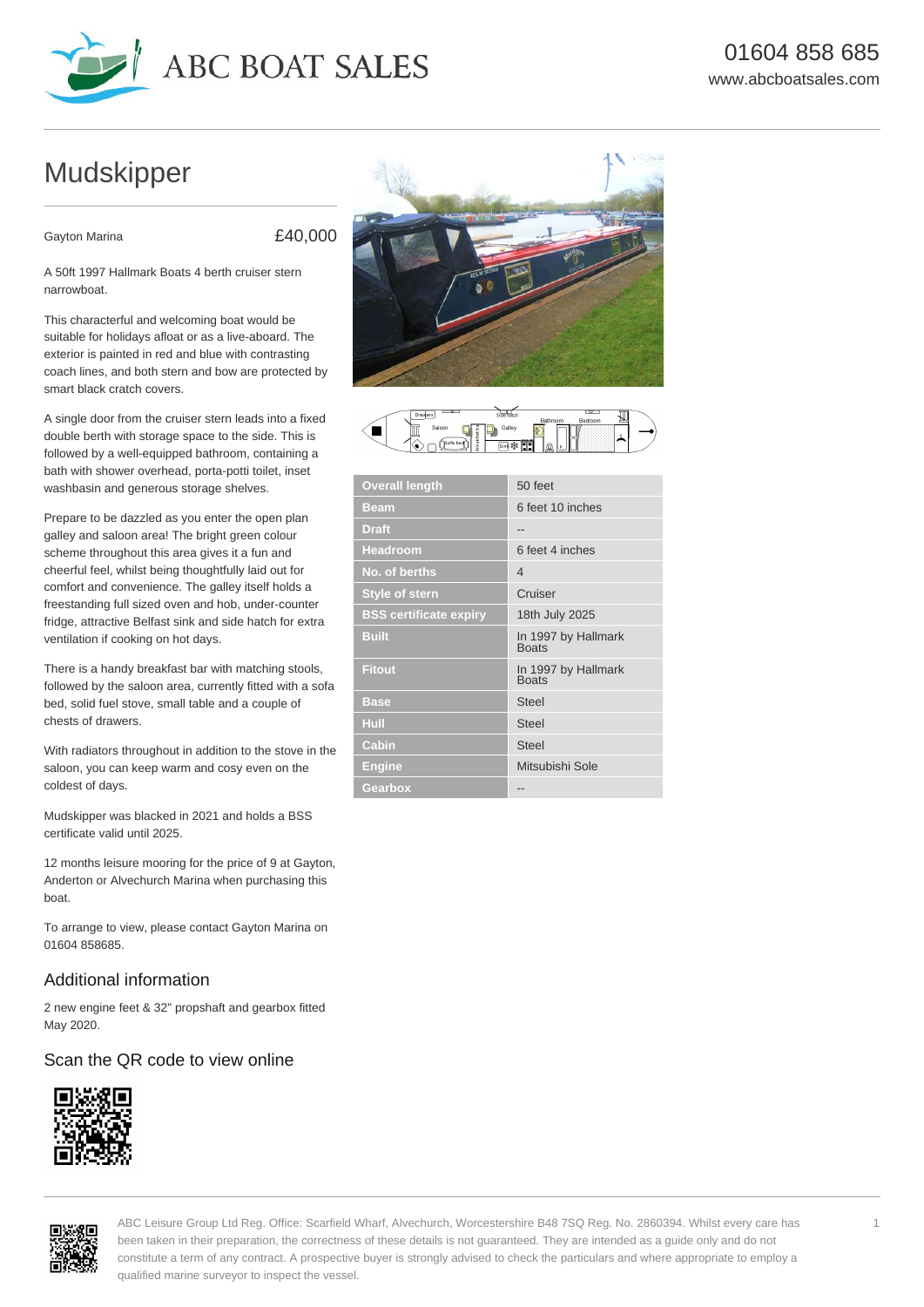ABC BOAT SALES

01604 858 685
www.abcboatsales.com

# Mudskipper

Gayton Marina £40,000

A 50ft 1997 Hallmark Boats 4 berth cruiser stern narrowboat.

This characterful and welcoming boat would be suitable for holidays afloat or as a live-aboard. The exterior is painted in red and blue with contrasting coach lines, and both stern and bow are protected by smart black cratch covers.

A single door from the cruiser stern leads into a fixed double berth with storage space to the side. This is followed by a well-equipped bathroom, containing a bath with shower overhead, porta-potti toilet, inset washbasin and generous storage shelves.

Prepare to be dazzled as you enter the open plan galley and saloon area! The bright green colour scheme throughout this area gives it a fun and cheerful feel, whilst being thoughtfully laid out for comfort and convenience. The galley itself holds a freestanding full sized oven and hob, under-counter fridge, attractive Belfast sink and side hatch for extra ventilation if cooking on hot days.

There is a handy breakfast bar with matching stools, followed by the saloon area, currently fitted with a sofa bed, solid fuel stove, small table and a couple of chests of drawers.

With radiators throughout in addition to the stove in the saloon, you can keep warm and cosy even on the coldest of days.

Mudskipper was blacked in 2021 and holds a BSS certificate valid until 2025.

12 months leisure mooring for the price of 9 at Gayton, Anderton or Alvechurch Marina when purchasing this boat.

To arrange to view, please contact Gayton Marina on 01604 858685.

| | |
|---|---|
| **Overall length** | 50 feet |
| **Beam** | 6 feet 10 inches |
| **Draft** | -- |
| **Headroom** | 6 feet 4 inches |
| **No. of berths** | 4 |
| **Style of stern** | Cruiser |
| **BSS certificate expiry** | 18th July 2025 |
| **Built** | In 1997 by Hallmark Boats |
| **Fitout** | In 1997 by Hallmark Boats |
| **Base** | Steel |
| **Hull** | Steel |
| **Cabin** | Steel |
| **Engine** | Mitsubishi Sole |
| **Gearbox** | -- |

## Additional information

2 new engine feet & 32" propshaft and gearbox fitted May 2020.

## Scan the QR code to view online

ABC Leisure Group Ltd Reg. Office: Scarfield Wharf, Alvechurch, Worcestershire B48 7SQ Reg. No. 2860394. Whilst every care has been taken in their preparation, the correctness of these details is not guaranteed. They are intended as a guide only and do not constitute a term of any contract. A prospective buyer is strongly advised to check the particulars and where appropriate to employ a qualified marine surveyor to inspect the vessel.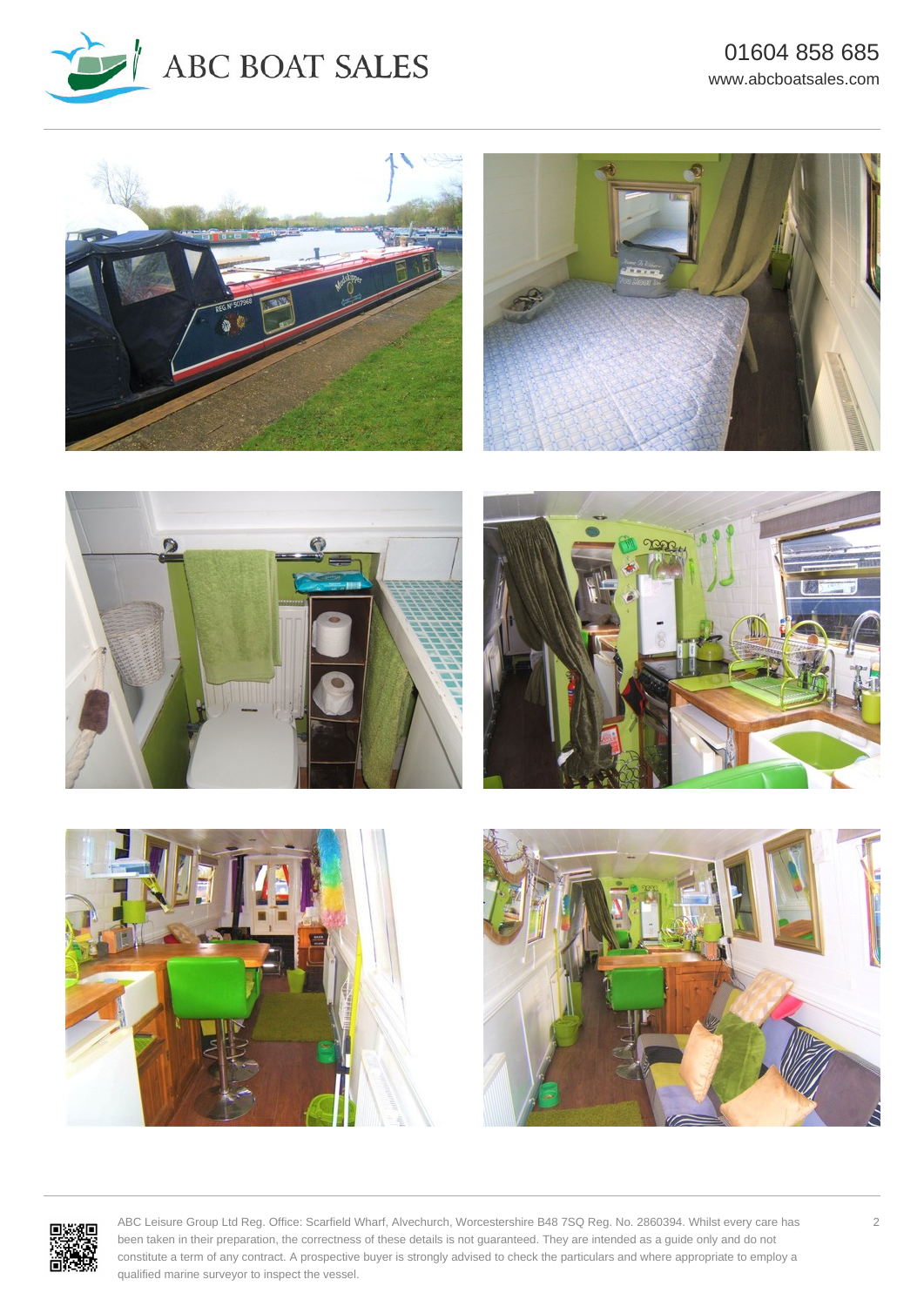ABC Leisure Group Ltd Reg. Office: Scarfield Wharf, Alvechurch, Worcestershire B48 7SQ Reg. No. 2860394. Whilst every care has been taken in their preparation, the correctness of these details is not guaranteed. They are intended as a guide only and do not constitute a term of any contract. A prospective buyer is strongly advised to check the particulars and where appropriate to employ a qualified marine surveyor to inspect the vessel.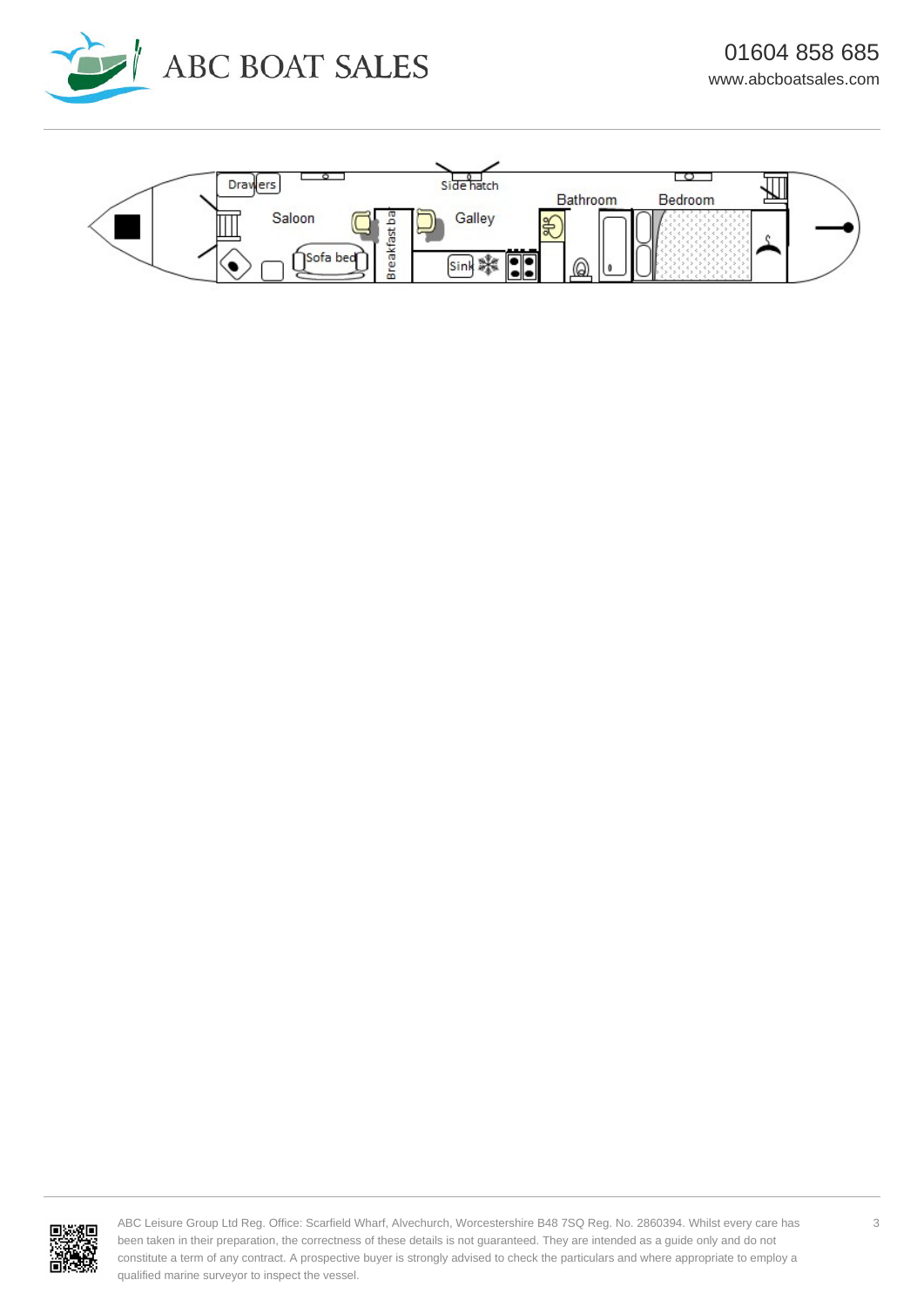Drawers

Saloon

Sofa bed

Breakfast bar

Side hatch

Galley

Sink

Bathroom

Bedroom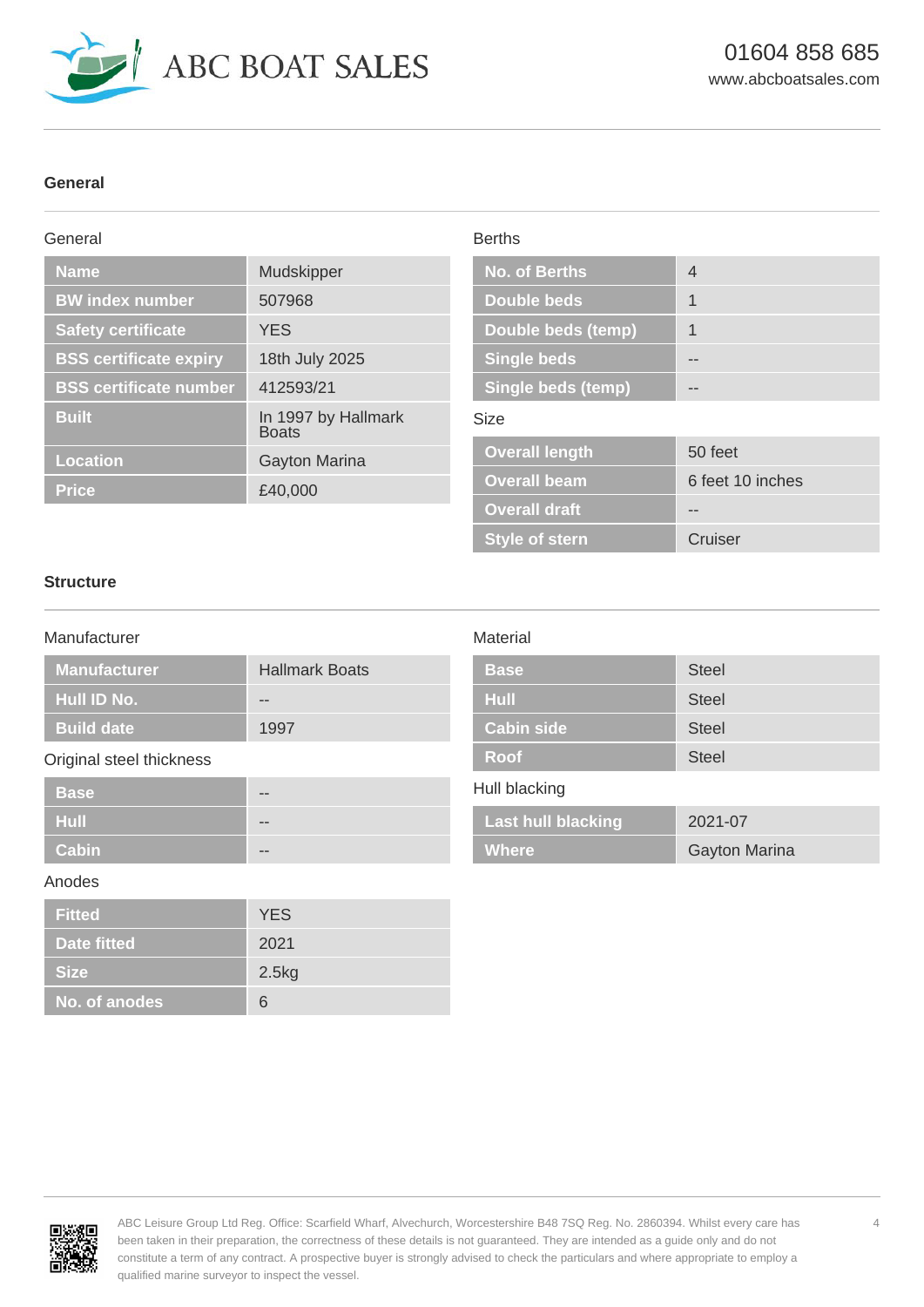## General

### General

| Name | Mudskipper |
|---|---|
| BW index number | 507968 |
| Safety certificate | YES |
| BSS certificate expiry | 18th July 2025 |
| BSS certificate number | 412593/21 |
| Built | In 1997 by Hallmark Boats |
| Location | Gayton Marina |
| Price | £40,000 |

### Berths

| No. of Berths | 4 |
|---|---|
| Double beds | 1 |
| Double beds (temp) | 1 |
| Single beds | -- |
| Single beds (temp) | -- |

### Size

| Overall length | 50 feet |
|---|---|
| Overall beam | 6 feet 10 inches |
| Overall draft | -- |
| Style of stern | Cruiser |

## Structure

### Manufacturer

| Manufacturer | Hallmark Boats |
|---|---|
| Hull ID No. | -- |
| Build date | 1997 |

### Original steel thickness

| Base | -- |
|---|---|
| Hull | -- |
| Cabin | -- |

### Anodes

| Fitted | YES |
|---|---|
| Date fitted | 2021 |
| Size | 2.5kg |
| No. of anodes | 6 |

### Material

| Base | Steel |
|---|---|
| Hull | Steel |
| Cabin side | Steel |
| Roof | Steel |

### Hull blacking

| Last hull blacking | 2021-07 |
|---|---|
| Where | Gayton Marina |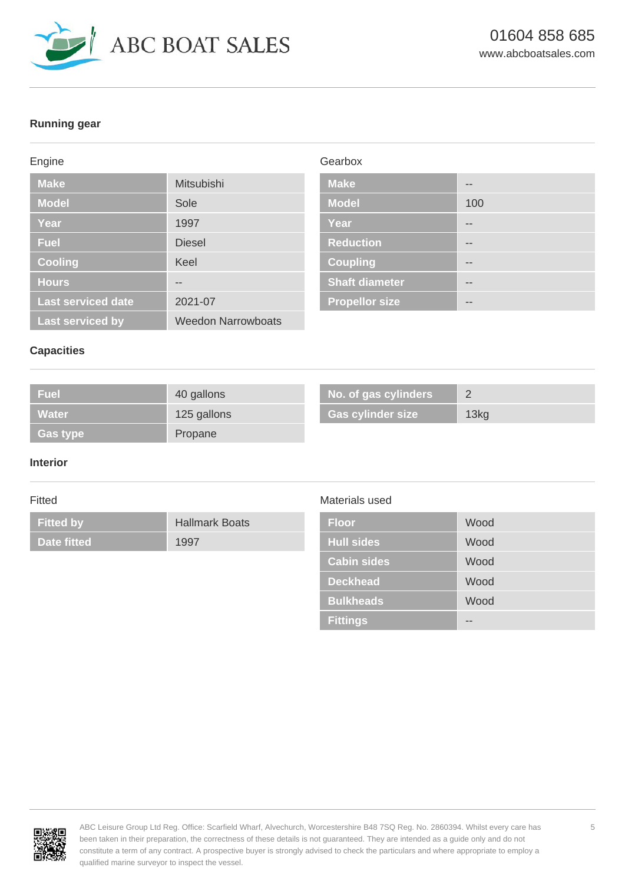## Running gear

### Engine

| | |
|---|---|
| Make | Mitsubishi |
| Model | Sole |
| Year | 1997 |
| Fuel | Diesel |
| Cooling | Keel |
| Hours | -- |
| Last serviced date | 2021-07 |
| Last serviced by | Weedon Narrowboats |

### Gearbox

| | |
|---|---|
| Make | -- |
| Model | 100 |
| Year | -- |
| Reduction | -- |
| Coupling | -- |
| Shaft diameter | -- |
| Propellor size | -- |

## Capacities

| | |
|---|---|
| Fuel | 40 gallons |
| Water | 125 gallons |
| Gas type | Propane |

| | |
|---|---|
| No. of gas cylinders | 2 |
| Gas cylinder size | 13kg |

## Interior

### Fitted

| | |
|---|---|
| Fitted by | Hallmark Boats |
| Date fitted | 1997 |

### Materials used

| | |
|---|---|
| Floor | Wood |
| Hull sides | Wood |
| Cabin sides | Wood |
| Deckhead | Wood |
| Bulkheads | Wood |
| Fittings | -- |

ABC Leisure Group Ltd Reg. Office: Scarfield Wharf, Alvechurch, Worcestershire B48 7SQ Reg. No. 2860394. Whilst every care has been taken in their preparation, the correctness of these details is not guaranteed. They are intended as a guide only and do not constitute a term of any contract. A prospective buyer is strongly advised to check the particulars and where appropriate to employ a qualified marine surveyor to inspect the vessel.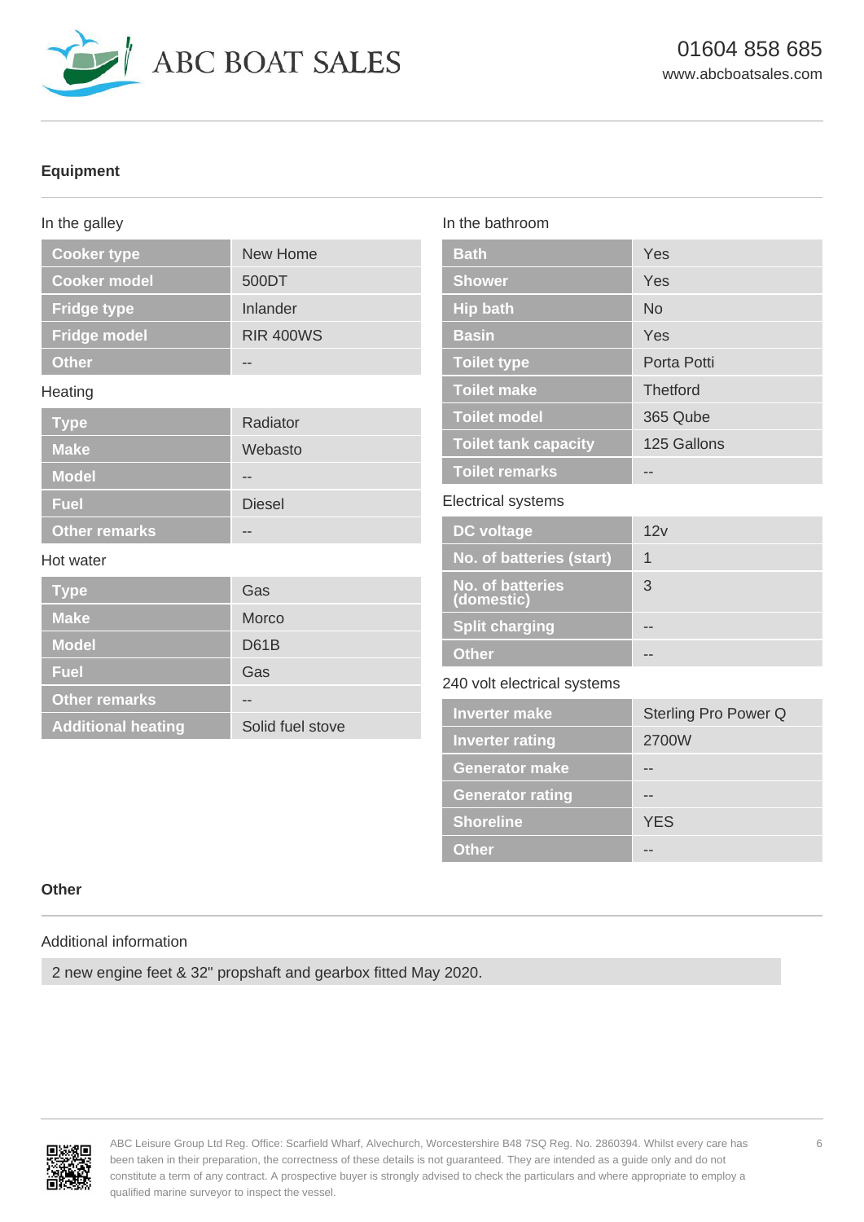## Equipment

### In the galley

| | |
|---|---|
| Cooker type | New Home |
| Cooker model | 500DT |
| Fridge type | Inlander |
| Fridge model | RIR 400WS |
| Other | -- |

### Heating

| | |
|---|---|
| Type | Radiator |
| Make | Webasto |
| Model | -- |
| Fuel | Diesel |
| Other remarks | -- |

### Hot water

| | |
|---|---|
| Type | Gas |
| Make | Morco |
| Model | D61B |
| Fuel | Gas |
| Other remarks | -- |
| Additional heating | Solid fuel stove |

### In the bathroom

| | |
|---|---|
| Bath | Yes |
| Shower | Yes |
| Hip bath | No |
| Basin | Yes |
| Toilet type | Porta Potti |
| Toilet make | Thetford |
| Toilet model | 365 Qube |
| Toilet tank capacity | 125 Gallons |
| Toilet remarks | -- |

### Electrical systems

| | |
|---|---|
| DC voltage | 12v |
| No. of batteries (start) | 1 |
| No. of batteries (domestic) | 3 |
| Split charging | -- |
| Other | -- |

### 240 volt electrical systems

| | |
|---|---|
| Inverter make | Sterling Pro Power Q |
| Inverter rating | 2700W |
| Generator make | -- |
| Generator rating | -- |
| Shoreline | YES |
| Other | -- |

## Other

### Additional information

2 new engine feet & 32" propshaft and gearbox fitted May 2020.

ABC Leisure Group Ltd Reg. Office: Scarfield Wharf, Alvechurch, Worcestershire B48 7SQ Reg. No. 2860394. Whilst every care has been taken in their preparation, the correctness of these details is not guaranteed. They are intended as a guide only and do not constitute a term of any contract. A prospective buyer is strongly advised to check the particulars and where appropriate to employ a qualified marine surveyor to inspect the vessel.